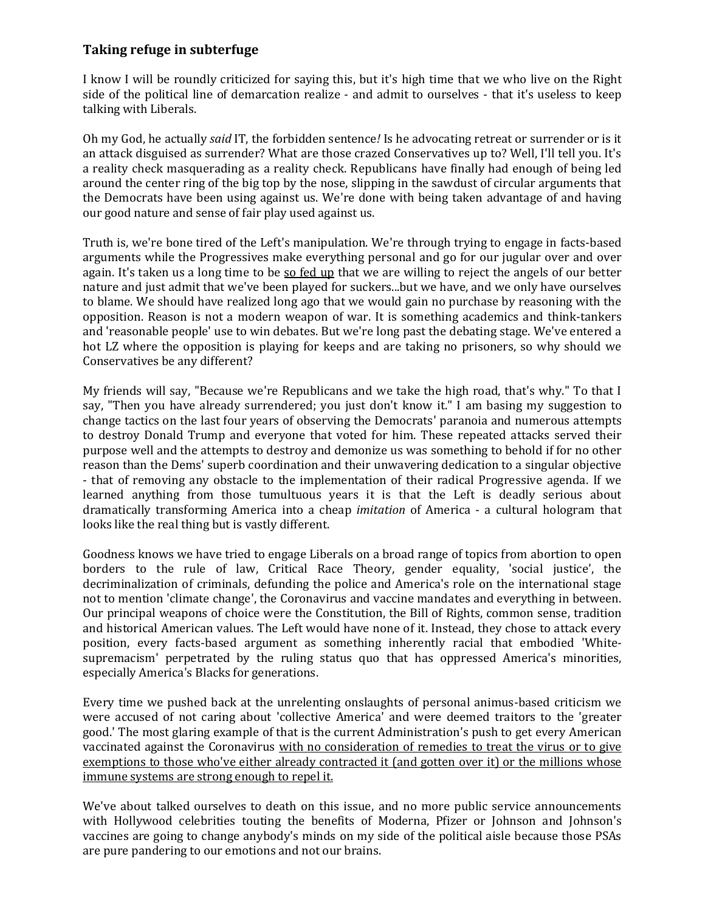### Taking refuge in subterfuge

I know I will be roundly criticized for saying this, but it's high time that we who live on the Right side of the political line of demarcation realize - and admit to ourselves - that it's useless to keep talking with Liberals.

Oh my God, he actually *said* IT, the forbidden sentence*!* Is he advocating retreat or surrender or is it an attack disguised as surrender? What are those crazed Conservatives up to? Well, I'll tell you. It's a reality check masquerading as a reality check. Republicans have finally had enough of being led around the center ring of the big top by the nose, slipping in the sawdust of circular arguments that the Democrats have been using against us. We're done with being taken advantage of and having our good nature and sense of fair play used against us.

Truth is, we're bone tired of the Left's manipulation. We're through trying to engage in facts-based arguments while the Progressives make everything personal and go for our jugular over and over again. It's taken us a long time to be <u>so fed up</u> that we are willing to reject the angels of our better nature and just admit that we've been played for suckers...but we have, and we only have ourselves to blame. We should have realized long ago that we would gain no purchase by reasoning with the opposition. Reason is not a modern weapon of war. It is something academics and think-tankers and 'reasonable people' use to win debates. But we're long past the debating stage. We've entered a hot LZ where the opposition is playing for keeps and are taking no prisoners, so why should we Conservatives be any different?

My friends will say, "Because we're Republicans and we take the high road, that's why." To that I say, "Then you have already surrendered; you just don't know it." I am basing my suggestion to change tactics on the last four years of observing the Democrats' paranoia and numerous attempts to destroy Donald Trump and everyone that voted for him. These repeated attacks served their purpose well and the attempts to destroy and demonize us was something to behold if for no other reason than the Dems' superb coordination and their unwavering dedication to a singular objective - that of removing any obstacle to the implementation of their radical Progressive agenda. If we learned anything from those tumultuous years it is that the Left is deadly serious about dramatically transforming America into a cheap *imitation* of America - a cultural hologram that looks like the real thing but is vastly different.

Goodness knows we have tried to engage Liberals on a broad range of topics from abortion to open borders to the rule of law, Critical Race Theory, gender equality, 'social justice', the decriminalization of criminals, defunding the police and America's role on the international stage not to mention 'climate change', the Coronavirus and vaccine mandates and everything in between. Our principal weapons of choice were the Constitution, the Bill of Rights, common sense, tradition and historical American values. The Left would have none of it. Instead, they chose to attack every position, every facts-based argument as something inherently racial that embodied 'White-supremacism' perpetrated by the ruling status quo that has oppressed America's minorities, especially America's Blacks for generations.

Every time we pushed back at the unrelenting onslaughts of personal animus-based criticism we were accused of not caring about 'collective America' and were deemed traitors to the 'greater good.' The most glaring example of that is the current Administration's push to get every American vaccinated against the Coronavirus <u>with no consideration of remedies to treat the virus or to give exemptions to those who've either already contracted it (and gotten over it) or the millions whose immune systems are strong enough to repel it.</u>

We've about talked ourselves to death on this issue, and no more public service announcements with Hollywood celebrities touting the benefits of Moderna, Pfizer or Johnson and Johnson's vaccines are going to change anybody's minds on my side of the political aisle because those PSAs are pure pandering to our emotions and not our brains.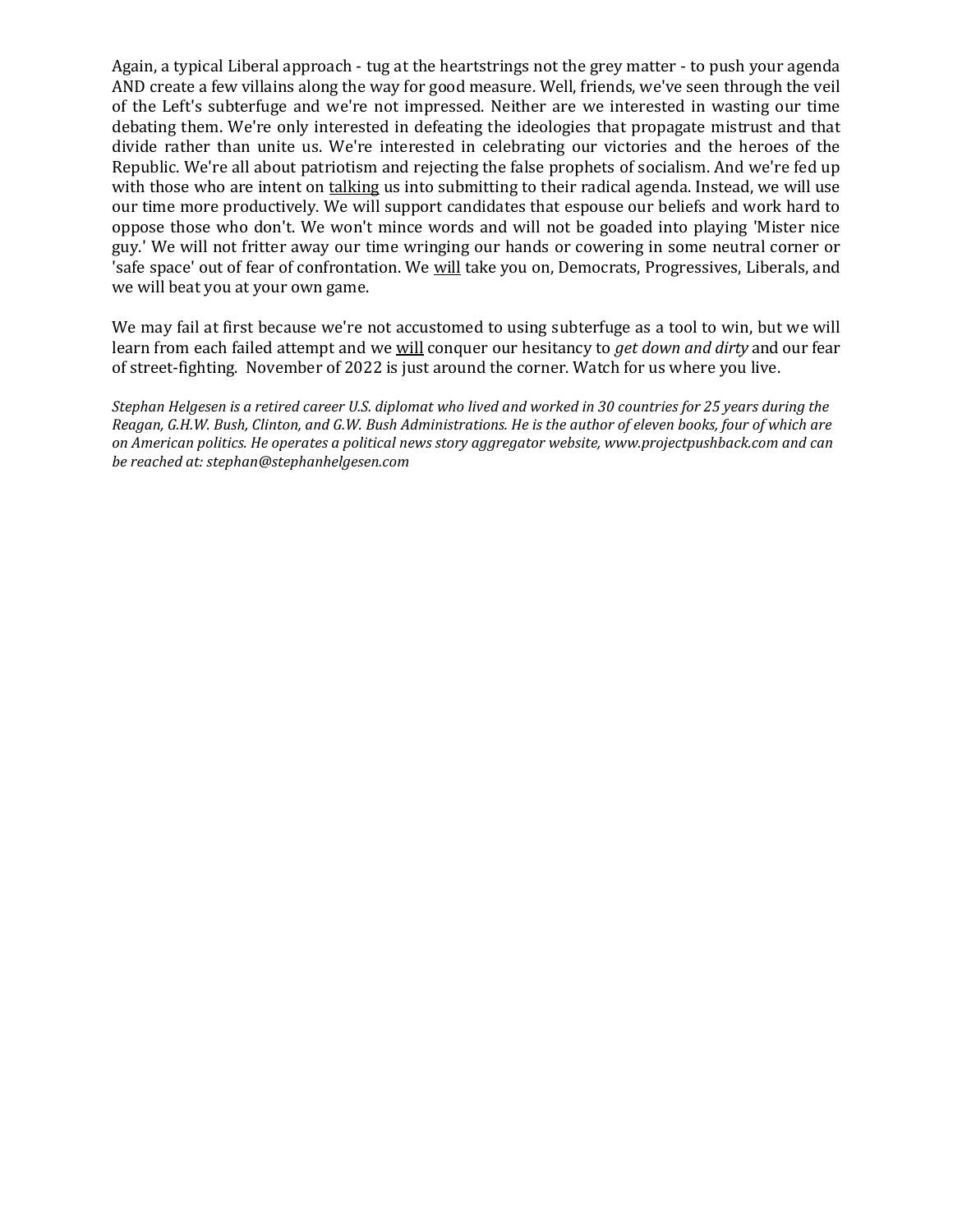Again, a typical Liberal approach - tug at the heartstrings not the grey matter - to push your agenda AND create a few villains along the way for good measure. Well, friends, we've seen through the veil of the Left's subterfuge and we're not impressed. Neither are we interested in wasting our time debating them. We're only interested in defeating the ideologies that propagate mistrust and that divide rather than unite us. We're interested in celebrating our victories and the heroes of the Republic. We're all about patriotism and rejecting the false prophets of socialism. And we're fed up with those who are intent on <u>talking</u> us into submitting to their radical agenda. Instead, we will use our time more productively. We will support candidates that espouse our beliefs and work hard to oppose those who don't. We won't mince words and will not be goaded into playing 'Mister nice guy.' We will not fritter away our time wringing our hands or cowering in some neutral corner or 'safe space' out of fear of confrontation. We <u>will</u> take you on, Democrats, Progressives, Liberals, and we will beat you at your own game.

We may fail at first because we're not accustomed to using subterfuge as a tool to win, but we will learn from each failed attempt and we <u>will</u> conquer our hesitancy to *get down and dirty* and our fear of street-fighting. November of 2022 is just around the corner. Watch for us where you live.

*Stephan Helgesen is a retired career U.S. diplomat who lived and worked in 30 countries for 25 years during the Reagan, G.H.W. Bush, Clinton, and G.W. Bush Administrations. He is the author of eleven books, four of which are on American politics. He operates a political news story aggregator website, www.projectpushback.com and can be reached at: stephan@stephanhelgesen.com*